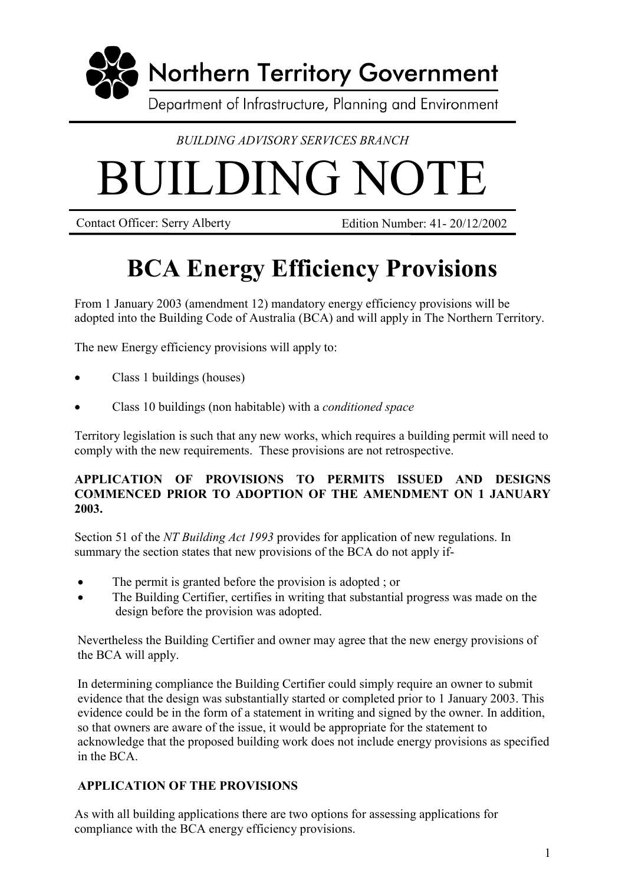Northern Territory Government

Department of Infrastructure, Planning and Environment

*BUILDING ADVISORY SERVICES BRANCH*

# BUILDING NOTE

Contact Officer: Serry Alberty    Edition Number: 41- 20/12/2002

# BCA Energy Efficiency Provisions

From 1 January 2003 (amendment 12) mandatory energy efficiency provisions will be adopted into the Building Code of Australia (BCA) and will apply in The Northern Territory.

The new Energy efficiency provisions will apply to:

- Class 1 buildings (houses)
- Class 10 buildings (non habitable) with a *conditioned space*

Territory legislation is such that any new works, which requires a building permit will need to comply with the new requirements. These provisions are not retrospective.

**APPLICATION OF PROVISIONS TO PERMITS ISSUED AND DESIGNS COMMENCED PRIOR TO ADOPTION OF THE AMENDMENT ON 1 JANUARY 2003.**

Section 51 of the *NT Building Act 1993* provides for application of new regulations. In summary the section states that new provisions of the BCA do not apply if-

- The permit is granted before the provision is adopted ; or
- The Building Certifier, certifies in writing that substantial progress was made on the design before the provision was adopted.

Nevertheless the Building Certifier and owner may agree that the new energy provisions of the BCA will apply.

In determining compliance the Building Certifier could simply require an owner to submit evidence that the design was substantially started or completed prior to 1 January 2003. This evidence could be in the form of a statement in writing and signed by the owner. In addition, so that owners are aware of the issue, it would be appropriate for the statement to acknowledge that the proposed building work does not include energy provisions as specified in the BCA.

**APPLICATION OF THE PROVISIONS**

As with all building applications there are two options for assessing applications for compliance with the BCA energy efficiency provisions.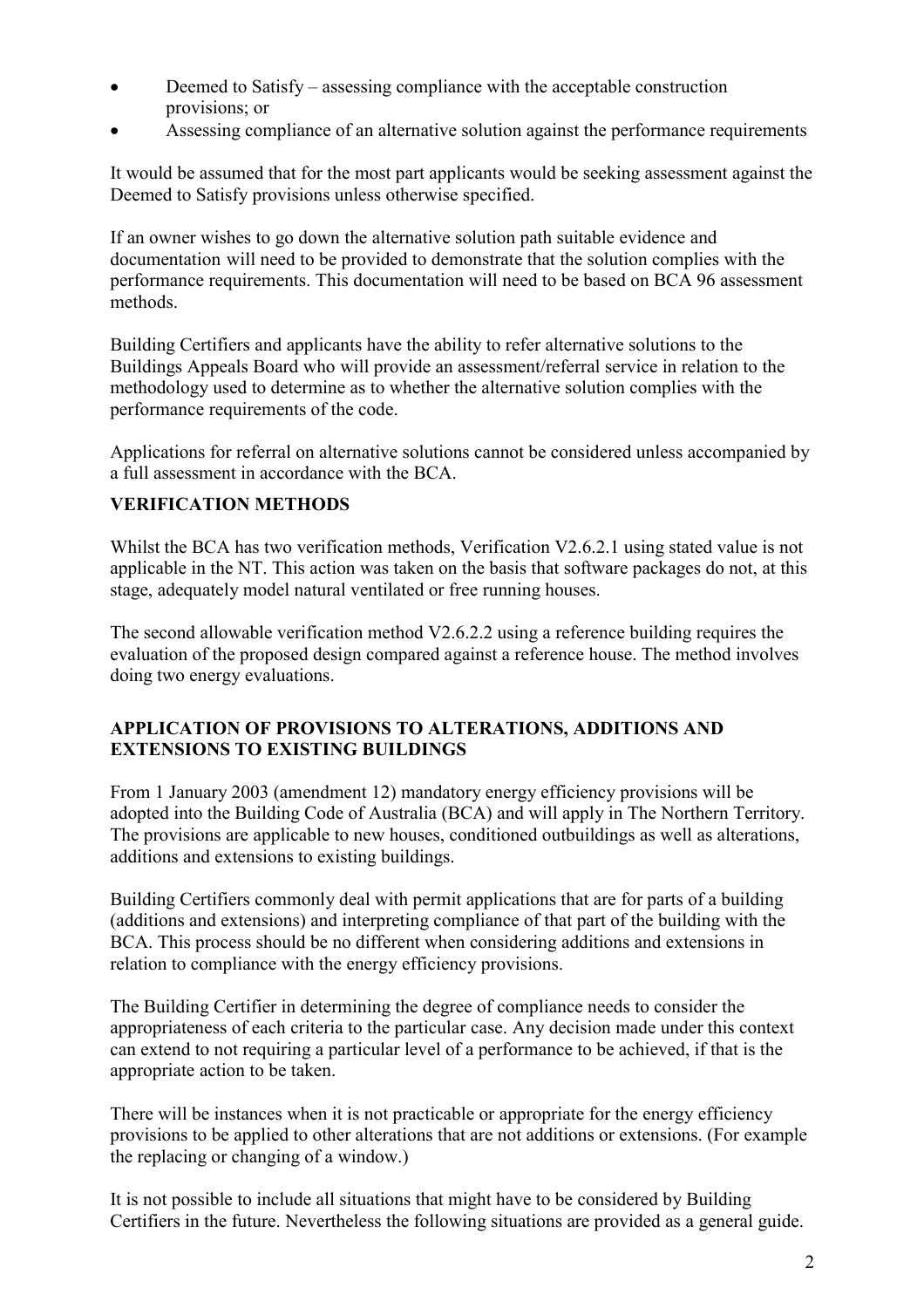- Deemed to Satisfy – assessing compliance with the acceptable construction provisions; or
- Assessing compliance of an alternative solution against the performance requirements

It would be assumed that for the most part applicants would be seeking assessment against the Deemed to Satisfy provisions unless otherwise specified.

If an owner wishes to go down the alternative solution path suitable evidence and documentation will need to be provided to demonstrate that the solution complies with the performance requirements. This documentation will need to be based on BCA 96 assessment methods.

Building Certifiers and applicants have the ability to refer alternative solutions to the Buildings Appeals Board who will provide an assessment/referral service in relation to the methodology used to determine as to whether the alternative solution complies with the performance requirements of the code.

Applications for referral on alternative solutions cannot be considered unless accompanied by a full assessment in accordance with the BCA.

## VERIFICATION METHODS

Whilst the BCA has two verification methods, Verification V2.6.2.1 using stated value is not applicable in the NT. This action was taken on the basis that software packages do not, at this stage, adequately model natural ventilated or free running houses.

The second allowable verification method V2.6.2.2 using a reference building requires the evaluation of the proposed design compared against a reference house. The method involves doing two energy evaluations.

## APPLICATION OF PROVISIONS TO ALTERATIONS, ADDITIONS AND EXTENSIONS TO EXISTING BUILDINGS

From 1 January 2003 (amendment 12) mandatory energy efficiency provisions will be adopted into the Building Code of Australia (BCA) and will apply in The Northern Territory. The provisions are applicable to new houses, conditioned outbuildings as well as alterations, additions and extensions to existing buildings.

Building Certifiers commonly deal with permit applications that are for parts of a building (additions and extensions) and interpreting compliance of that part of the building with the BCA. This process should be no different when considering additions and extensions in relation to compliance with the energy efficiency provisions.

The Building Certifier in determining the degree of compliance needs to consider the appropriateness of each criteria to the particular case. Any decision made under this context can extend to not requiring a particular level of a performance to be achieved, if that is the appropriate action to be taken.

There will be instances when it is not practicable or appropriate for the energy efficiency provisions to be applied to other alterations that are not additions or extensions. (For example the replacing or changing of a window.)

It is not possible to include all situations that might have to be considered by Building Certifiers in the future. Nevertheless the following situations are provided as a general guide.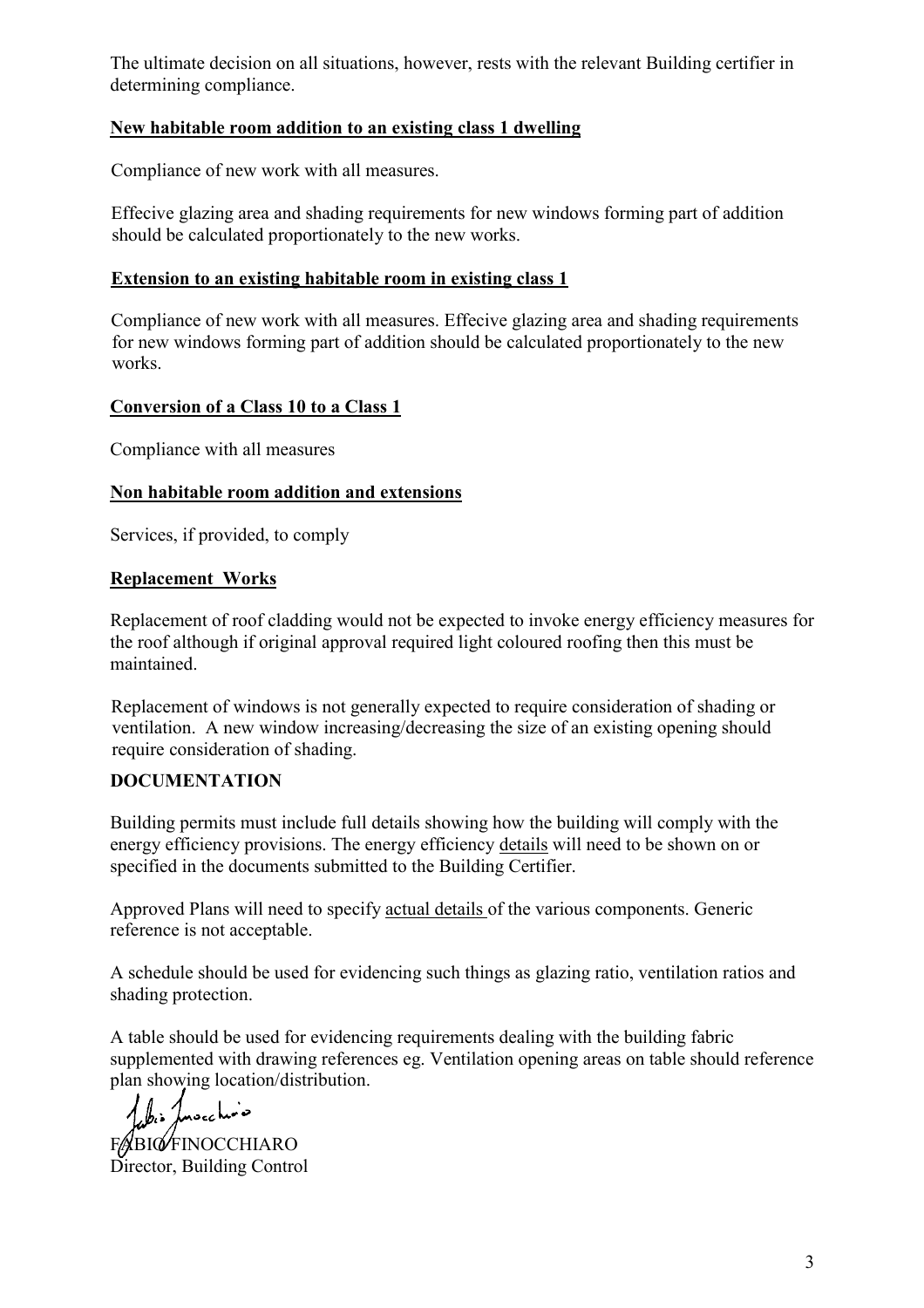The ultimate decision on all situations, however, rests with the relevant Building certifier in determining compliance.

**New habitable room addition to an existing class 1 dwelling**

Compliance of new work with all measures.

Effecive glazing area and shading requirements for new windows forming part of addition should be calculated proportionately to the new works.

**Extension to an existing habitable room in existing class 1**

Compliance of new work with all measures. Effecive glazing area and shading requirements for new windows forming part of addition should be calculated proportionately to the new works.

**Conversion of a Class 10 to a Class 1**

Compliance with all measures

**Non habitable room addition and extensions**

Services, if provided, to comply

**Replacement Works**

Replacement of roof cladding would not be expected to invoke energy efficiency measures for the roof although if original approval required light coloured roofing then this must be maintained.

Replacement of windows is not generally expected to require consideration of shading or ventilation. A new window increasing/decreasing the size of an existing opening should require consideration of shading.

**DOCUMENTATION**

Building permits must include full details showing how the building will comply with the energy efficiency provisions. The energy efficiency details will need to be shown on or specified in the documents submitted to the Building Certifier.

Approved Plans will need to specify actual details of the various components. Generic reference is not acceptable.

A schedule should be used for evidencing such things as glazing ratio, ventilation ratios and shading protection.

A table should be used for evidencing requirements dealing with the building fabric supplemented with drawing references eg. Ventilation opening areas on table should reference plan showing location/distribution.

FABIO FINOCCHIARO
Director, Building Control